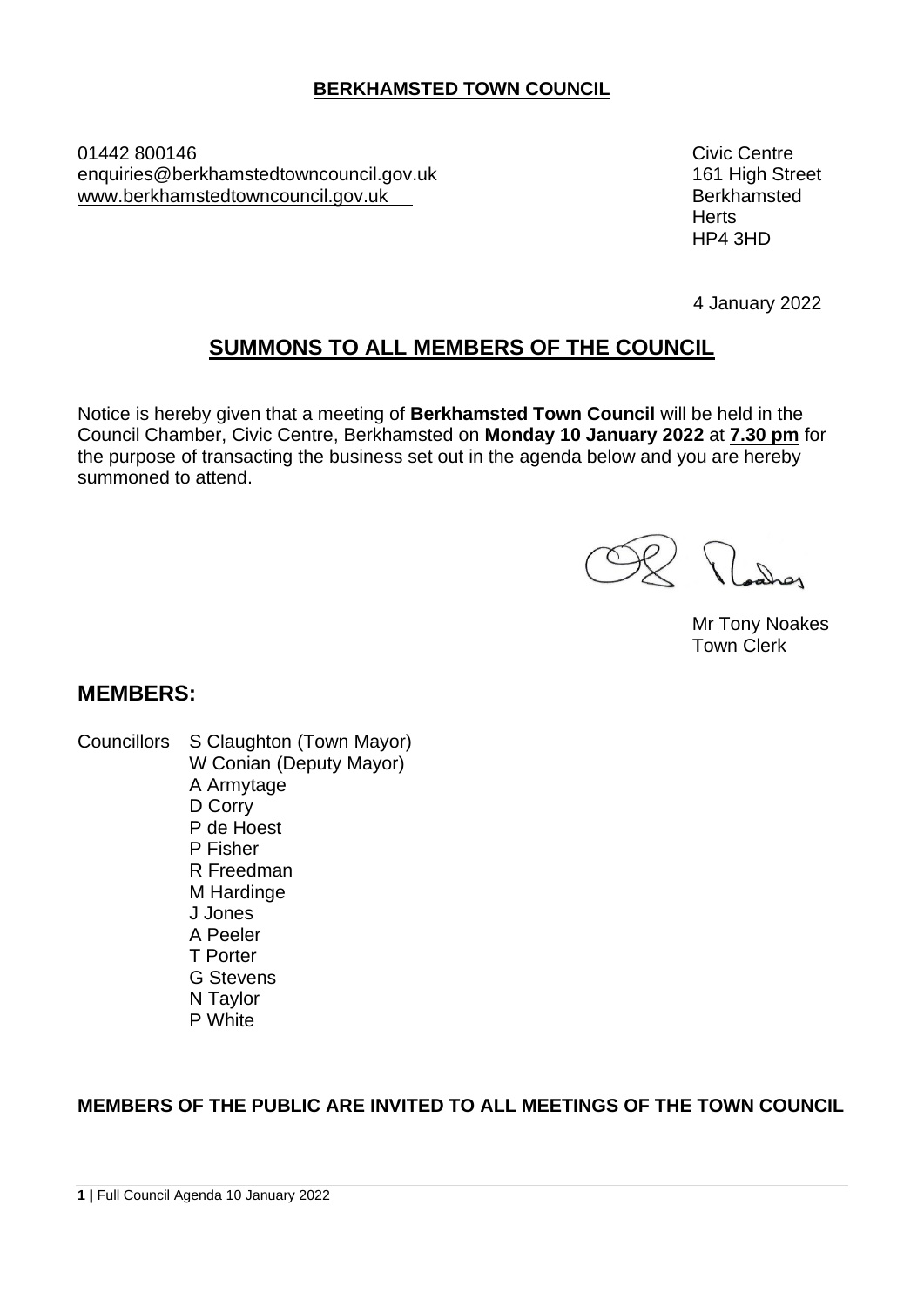**BERKHAMSTED TOWN COUNCIL**

01442 800146
enquiries@berkhamstedtowncouncil.gov.uk
www.berkhamstedtowncouncil.gov.uk

Civic Centre
161 High Street
Berkhamsted
Herts
HP4 3HD

4 January 2022

## SUMMONS TO ALL MEMBERS OF THE COUNCIL

Notice is hereby given that a meeting of **Berkhamsted Town Council** will be held in the Council Chamber, Civic Centre, Berkhamsted on **Monday 10 January 2022** at **7.30 pm** for the purpose of transacting the business set out in the agenda below and you are hereby summoned to attend.

Mr Tony Noakes
Town Clerk

## MEMBERS:

Councillors
- S Claughton (Town Mayor)
- W Conian (Deputy Mayor)
- A Armytage
- D Corry
- P de Hoest
- P Fisher
- R Freedman
- M Hardinge
- J Jones
- A Peeler
- T Porter
- G Stevens
- N Taylor
- P White

**MEMBERS OF THE PUBLIC ARE INVITED TO ALL MEETINGS OF THE TOWN COUNCIL**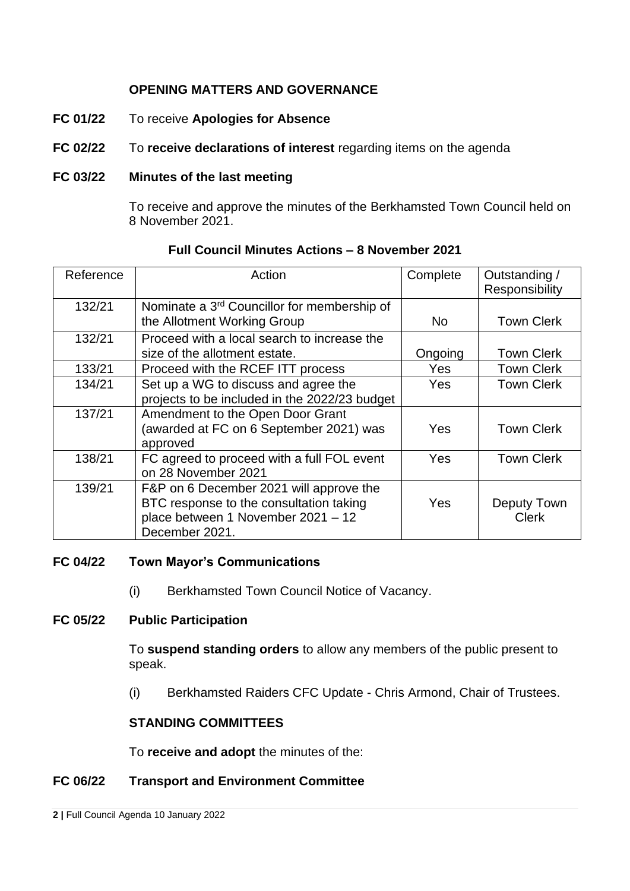## OPENING MATTERS AND GOVERNANCE

**FC 01/22** To receive **Apologies for Absence**

**FC 02/22** To **receive declarations of interest** regarding items on the agenda

**FC 03/22 Minutes of the last meeting**

To receive and approve the minutes of the Berkhamsted Town Council held on 8 November 2021.

**Full Council Minutes Actions – 8 November 2021**

| Reference | Action | Complete | Outstanding / Responsibility |
|---|---|---|---|
| 132/21 | Nominate a 3rd Councillor for membership of the Allotment Working Group | No | Town Clerk |
| 132/21 | Proceed with a local search to increase the size of the allotment estate. | Ongoing | Town Clerk |
| 133/21 | Proceed with the RCEF ITT process | Yes | Town Clerk |
| 134/21 | Set up a WG to discuss and agree the projects to be included in the 2022/23 budget | Yes | Town Clerk |
| 137/21 | Amendment to the Open Door Grant (awarded at FC on 6 September 2021) was approved | Yes | Town Clerk |
| 138/21 | FC agreed to proceed with a full FOL event on 28 November 2021 | Yes | Town Clerk |
| 139/21 | F&P on 6 December 2021 will approve the BTC response to the consultation taking place between 1 November 2021 – 12 December 2021. | Yes | Deputy Town Clerk |

**FC 04/22 Town Mayor's Communications**

(i) Berkhamsted Town Council Notice of Vacancy.

**FC 05/22 Public Participation**

To **suspend standing orders** to allow any members of the public present to speak.

(i) Berkhamsted Raiders CFC Update - Chris Armond, Chair of Trustees.

## STANDING COMMITTEES

To **receive and adopt** the minutes of the:

**FC 06/22 Transport and Environment Committee**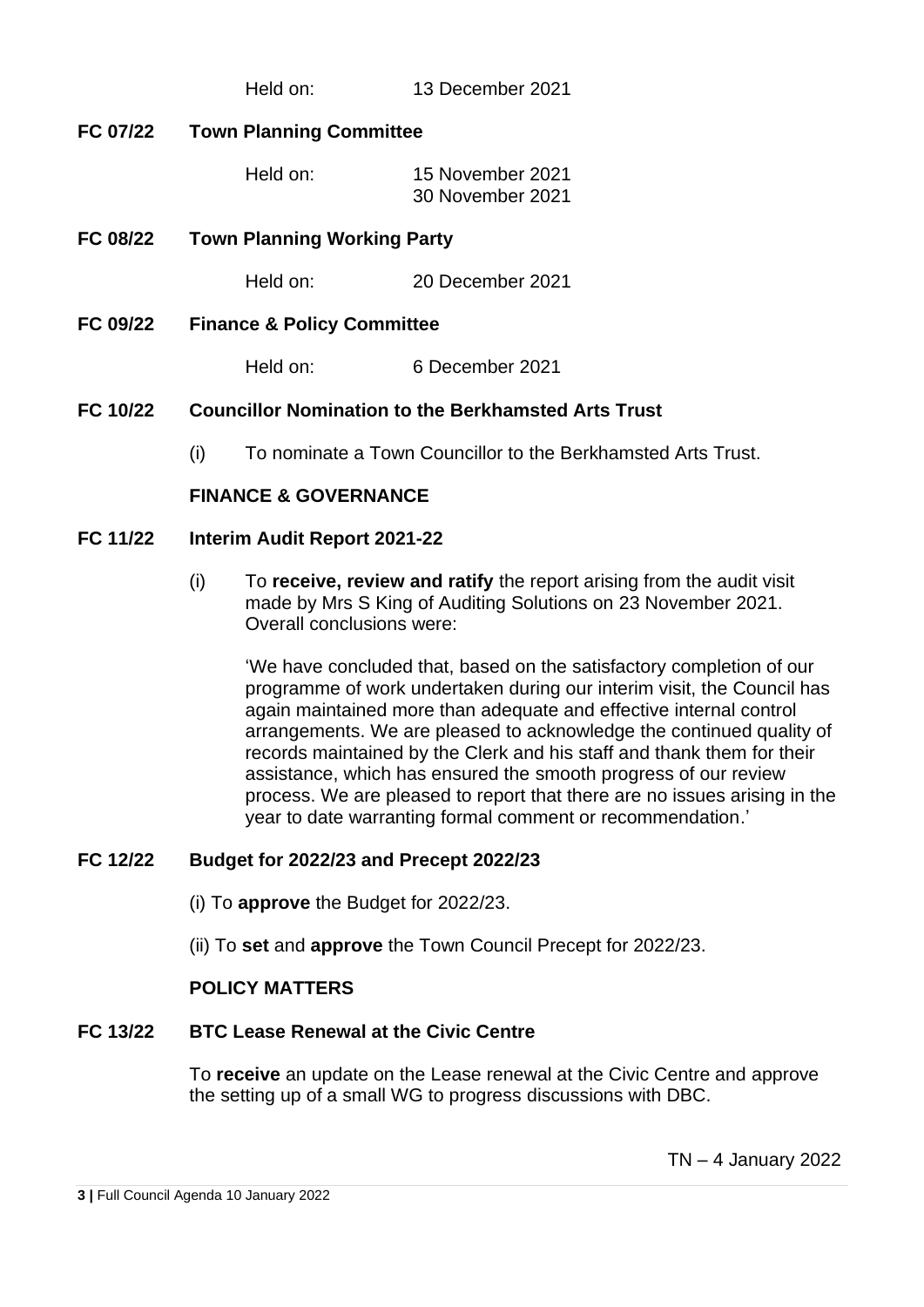Held on: 13 December 2021

**FC 07/22 Town Planning Committee**

Held on: 15 November 2021
30 November 2021

**FC 08/22 Town Planning Working Party**

Held on: 20 December 2021

**FC 09/22 Finance & Policy Committee**

Held on: 6 December 2021

**FC 10/22 Councillor Nomination to the Berkhamsted Arts Trust**

(i) To nominate a Town Councillor to the Berkhamsted Arts Trust.

**FINANCE & GOVERNANCE**

**FC 11/22 Interim Audit Report 2021-22**

(i) To **receive, review and ratify** the report arising from the audit visit made by Mrs S King of Auditing Solutions on 23 November 2021. Overall conclusions were:

'We have concluded that, based on the satisfactory completion of our programme of work undertaken during our interim visit, the Council has again maintained more than adequate and effective internal control arrangements. We are pleased to acknowledge the continued quality of records maintained by the Clerk and his staff and thank them for their assistance, which has ensured the smooth progress of our review process. We are pleased to report that there are no issues arising in the year to date warranting formal comment or recommendation.'

**FC 12/22 Budget for 2022/23 and Precept 2022/23**

(i) To **approve** the Budget for 2022/23.

(ii) To **set** and **approve** the Town Council Precept for 2022/23.

**POLICY MATTERS**

**FC 13/22 BTC Lease Renewal at the Civic Centre**

To **receive** an update on the Lease renewal at the Civic Centre and approve the setting up of a small WG to progress discussions with DBC.

TN – 4 January 2022